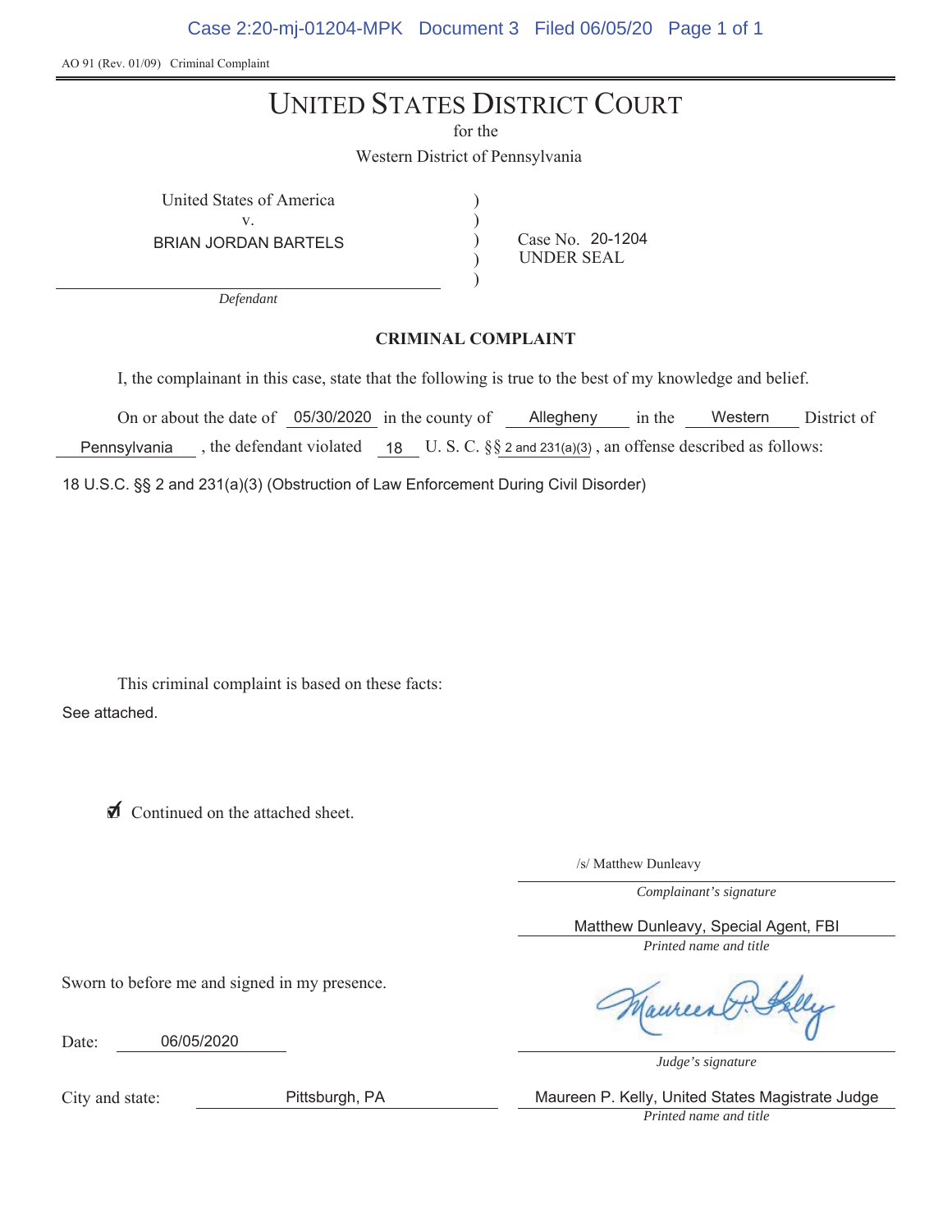AO 91 (Rev. 01/09) Criminal Complaint

# UNITED STATES DISTRICT COURT

for the

Western District of Pennsylvania

United States of America
v.
BRIAN JORDAN BARTELS

*Defendant*

Case No. 20-1204
UNDER SEAL

## CRIMINAL COMPLAINT

I, the complainant in this case, state that the following is true to the best of my knowledge and belief.

On or about the date of 05/30/2020 in the county of Allegheny in the Western District of Pennsylvania, the defendant violated 18 U. S. C. §§ 2 and 231(a)(3), an offense described as follows:

18 U.S.C. §§ 2 and 231(a)(3) (Obstruction of Law Enforcement During Civil Disorder)

This criminal complaint is based on these facts:

See attached.

☑ Continued on the attached sheet.

/s/ Matthew Dunleavy
*Complainant's signature*

Matthew Dunleavy, Special Agent, FBI
*Printed name and title*

Sworn to before me and signed in my presence.

Date: 06/05/2020

*Judge's signature*

City and state: Pittsburgh, PA

Maureen P. Kelly, United States Magistrate Judge
*Printed name and title*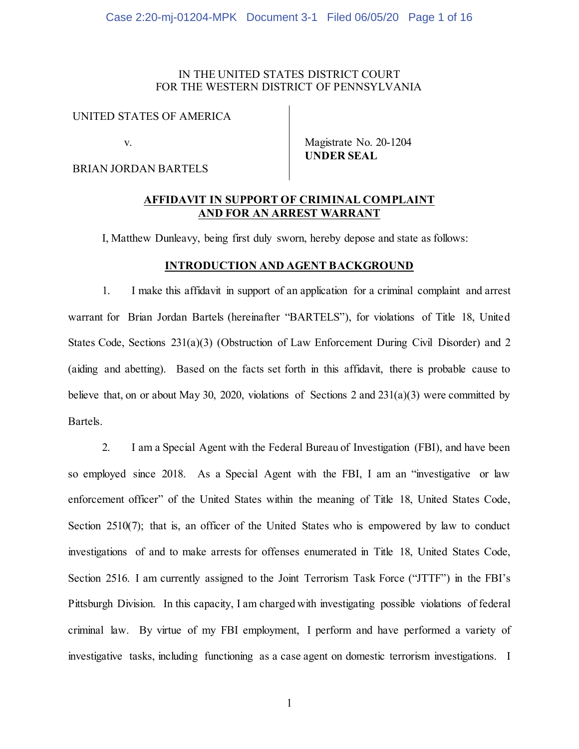IN THE UNITED STATES DISTRICT COURT
FOR THE WESTERN DISTRICT OF PENNSYLVANIA

| | |
|---|---|
| UNITED STATES OF AMERICA | |
| v. | Magistrate No. 20-1204 **UNDER SEAL** |
| BRIAN JORDAN BARTELS | |

## AFFIDAVIT IN SUPPORT OF CRIMINAL COMPLAINT AND FOR AN ARREST WARRANT

I, Matthew Dunleavy, being first duly sworn, hereby depose and state as follows:

### INTRODUCTION AND AGENT BACKGROUND

1. I make this affidavit in support of an application for a criminal complaint and arrest warrant for Brian Jordan Bartels (hereinafter "BARTELS"), for violations of Title 18, United States Code, Sections 231(a)(3) (Obstruction of Law Enforcement During Civil Disorder) and 2 (aiding and abetting). Based on the facts set forth in this affidavit, there is probable cause to believe that, on or about May 30, 2020, violations of Sections 2 and 231(a)(3) were committed by Bartels.

2. I am a Special Agent with the Federal Bureau of Investigation (FBI), and have been so employed since 2018. As a Special Agent with the FBI, I am an "investigative or law enforcement officer" of the United States within the meaning of Title 18, United States Code, Section 2510(7); that is, an officer of the United States who is empowered by law to conduct investigations of and to make arrests for offenses enumerated in Title 18, United States Code, Section 2516. I am currently assigned to the Joint Terrorism Task Force ("JTTF") in the FBI's Pittsburgh Division. In this capacity, I am charged with investigating possible violations of federal criminal law. By virtue of my FBI employment, I perform and have performed a variety of investigative tasks, including functioning as a case agent on domestic terrorism investigations. I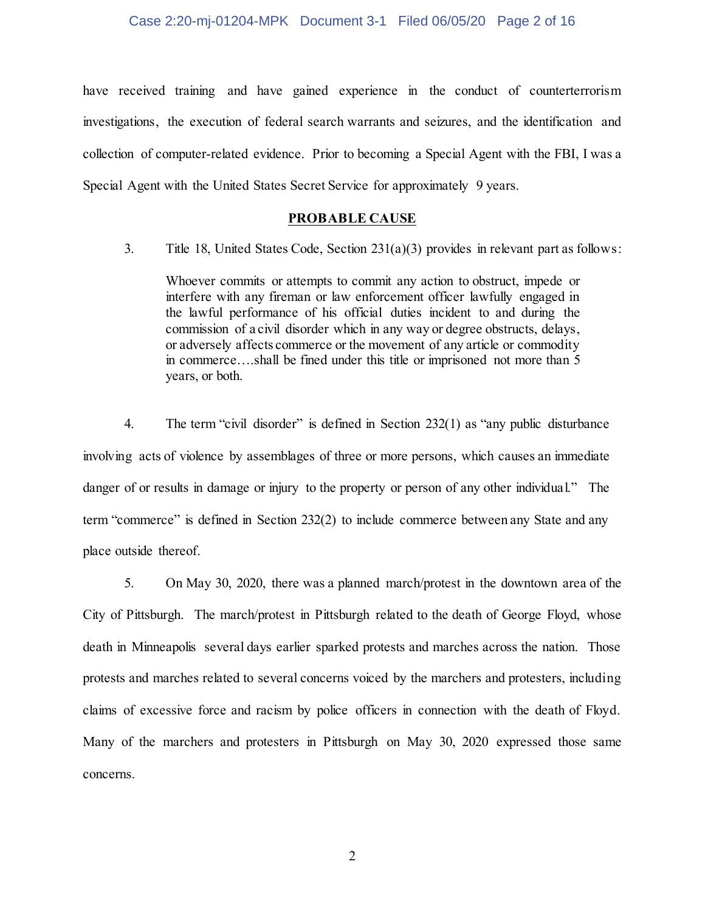have received training and have gained experience in the conduct of counterterrorism investigations, the execution of federal search warrants and seizures, and the identification and collection of computer-related evidence. Prior to becoming a Special Agent with the FBI, I was a Special Agent with the United States Secret Service for approximately 9 years.

## PROBABLE CAUSE

3. Title 18, United States Code, Section 231(a)(3) provides in relevant part as follows:

> Whoever commits or attempts to commit any action to obstruct, impede or interfere with any fireman or law enforcement officer lawfully engaged in the lawful performance of his official duties incident to and during the commission of a civil disorder which in any way or degree obstructs, delays, or adversely affects commerce or the movement of any article or commodity in commerce….shall be fined under this title or imprisoned not more than 5 years, or both.

4. The term "civil disorder" is defined in Section 232(1) as "any public disturbance involving acts of violence by assemblages of three or more persons, which causes an immediate danger of or results in damage or injury to the property or person of any other individual." The term "commerce" is defined in Section 232(2) to include commerce between any State and any place outside thereof.

5. On May 30, 2020, there was a planned march/protest in the downtown area of the City of Pittsburgh. The march/protest in Pittsburgh related to the death of George Floyd, whose death in Minneapolis several days earlier sparked protests and marches across the nation. Those protests and marches related to several concerns voiced by the marchers and protesters, including claims of excessive force and racism by police officers in connection with the death of Floyd. Many of the marchers and protesters in Pittsburgh on May 30, 2020 expressed those same concerns.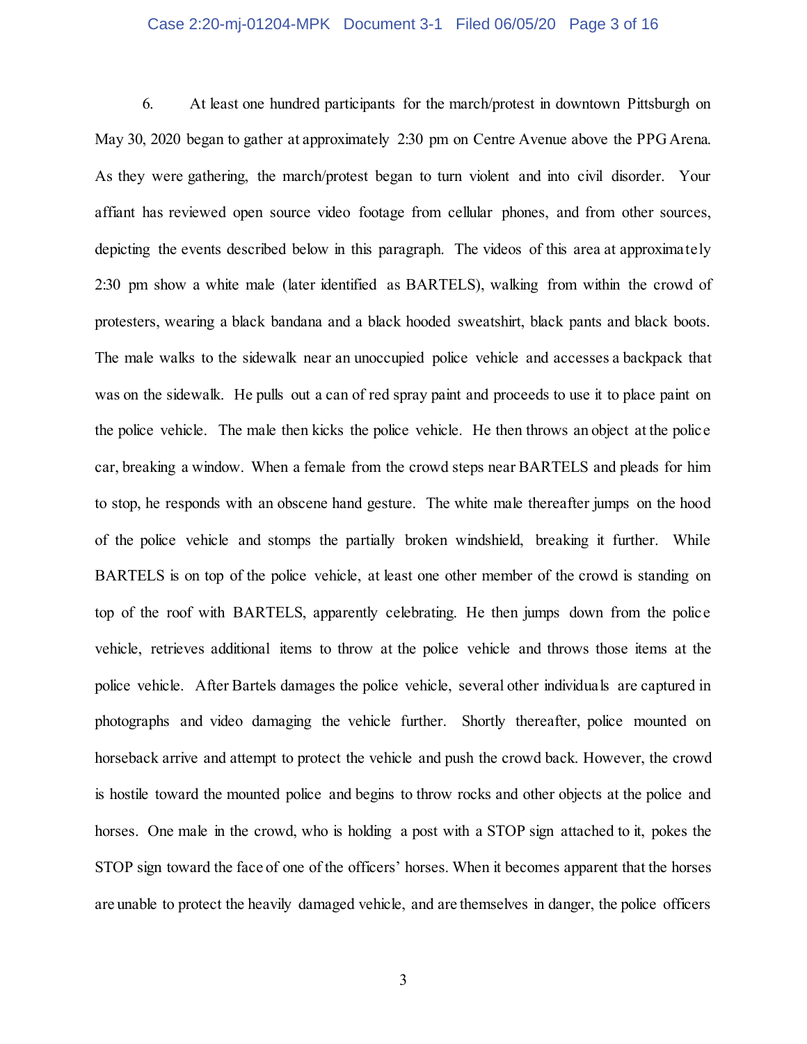6. At least one hundred participants for the march/protest in downtown Pittsburgh on May 30, 2020 began to gather at approximately 2:30 pm on Centre Avenue above the PPG Arena. As they were gathering, the march/protest began to turn violent and into civil disorder. Your affiant has reviewed open source video footage from cellular phones, and from other sources, depicting the events described below in this paragraph. The videos of this area at approximately 2:30 pm show a white male (later identified as BARTELS), walking from within the crowd of protesters, wearing a black bandana and a black hooded sweatshirt, black pants and black boots. The male walks to the sidewalk near an unoccupied police vehicle and accesses a backpack that was on the sidewalk. He pulls out a can of red spray paint and proceeds to use it to place paint on the police vehicle. The male then kicks the police vehicle. He then throws an object at the police car, breaking a window. When a female from the crowd steps near BARTELS and pleads for him to stop, he responds with an obscene hand gesture. The white male thereafter jumps on the hood of the police vehicle and stomps the partially broken windshield, breaking it further. While BARTELS is on top of the police vehicle, at least one other member of the crowd is standing on top of the roof with BARTELS, apparently celebrating. He then jumps down from the police vehicle, retrieves additional items to throw at the police vehicle and throws those items at the police vehicle. After Bartels damages the police vehicle, several other individuals are captured in photographs and video damaging the vehicle further. Shortly thereafter, police mounted on horseback arrive and attempt to protect the vehicle and push the crowd back. However, the crowd is hostile toward the mounted police and begins to throw rocks and other objects at the police and horses. One male in the crowd, who is holding a post with a STOP sign attached to it, pokes the STOP sign toward the face of one of the officers' horses. When it becomes apparent that the horses are unable to protect the heavily damaged vehicle, and are themselves in danger, the police officers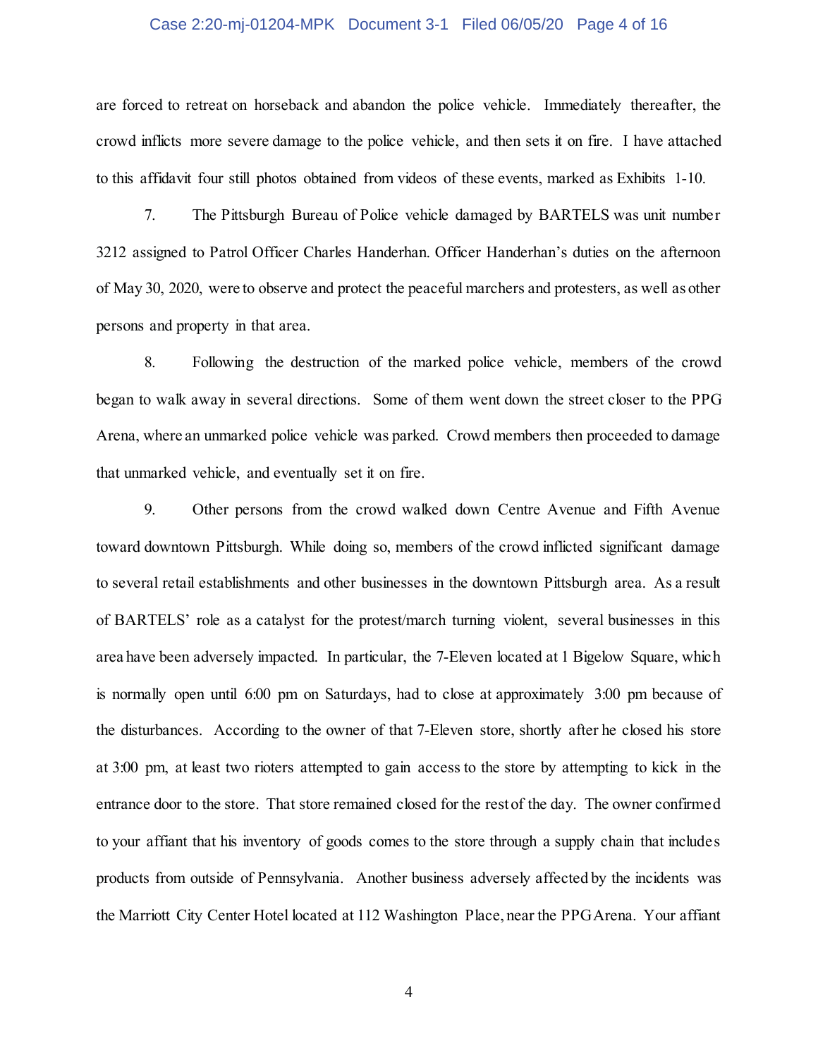are forced to retreat on horseback and abandon the police vehicle. Immediately thereafter, the crowd inflicts more severe damage to the police vehicle, and then sets it on fire. I have attached to this affidavit four still photos obtained from videos of these events, marked as Exhibits 1-10.

7. The Pittsburgh Bureau of Police vehicle damaged by BARTELS was unit number 3212 assigned to Patrol Officer Charles Handerhan. Officer Handerhan's duties on the afternoon of May 30, 2020, were to observe and protect the peaceful marchers and protesters, as well as other persons and property in that area.

8. Following the destruction of the marked police vehicle, members of the crowd began to walk away in several directions. Some of them went down the street closer to the PPG Arena, where an unmarked police vehicle was parked. Crowd members then proceeded to damage that unmarked vehicle, and eventually set it on fire.

9. Other persons from the crowd walked down Centre Avenue and Fifth Avenue toward downtown Pittsburgh. While doing so, members of the crowd inflicted significant damage to several retail establishments and other businesses in the downtown Pittsburgh area. As a result of BARTELS' role as a catalyst for the protest/march turning violent, several businesses in this area have been adversely impacted. In particular, the 7-Eleven located at 1 Bigelow Square, which is normally open until 6:00 pm on Saturdays, had to close at approximately 3:00 pm because of the disturbances. According to the owner of that 7-Eleven store, shortly after he closed his store at 3:00 pm, at least two rioters attempted to gain access to the store by attempting to kick in the entrance door to the store. That store remained closed for the rest of the day. The owner confirmed to your affiant that his inventory of goods comes to the store through a supply chain that includes products from outside of Pennsylvania. Another business adversely affected by the incidents was the Marriott City Center Hotel located at 112 Washington Place, near the PPG Arena. Your affiant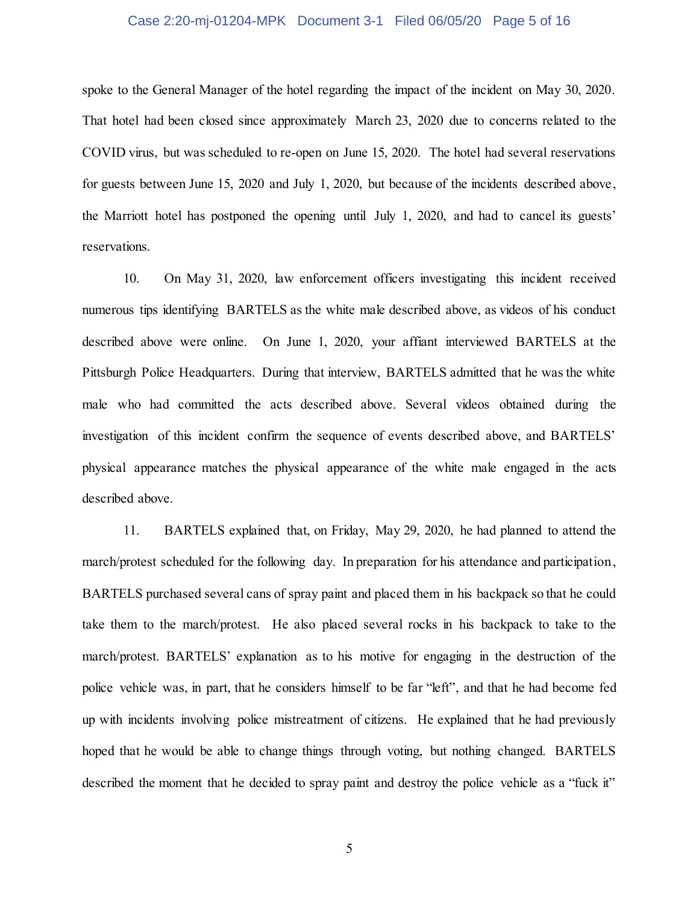spoke to the General Manager of the hotel regarding the impact of the incident on May 30, 2020. That hotel had been closed since approximately March 23, 2020 due to concerns related to the COVID virus, but was scheduled to re-open on June 15, 2020. The hotel had several reservations for guests between June 15, 2020 and July 1, 2020, but because of the incidents described above, the Marriott hotel has postponed the opening until July 1, 2020, and had to cancel its guests' reservations.

10. On May 31, 2020, law enforcement officers investigating this incident received numerous tips identifying BARTELS as the white male described above, as videos of his conduct described above were online. On June 1, 2020, your affiant interviewed BARTELS at the Pittsburgh Police Headquarters. During that interview, BARTELS admitted that he was the white male who had committed the acts described above. Several videos obtained during the investigation of this incident confirm the sequence of events described above, and BARTELS' physical appearance matches the physical appearance of the white male engaged in the acts described above.

11. BARTELS explained that, on Friday, May 29, 2020, he had planned to attend the march/protest scheduled for the following day. In preparation for his attendance and participation, BARTELS purchased several cans of spray paint and placed them in his backpack so that he could take them to the march/protest. He also placed several rocks in his backpack to take to the march/protest. BARTELS' explanation as to his motive for engaging in the destruction of the police vehicle was, in part, that he considers himself to be far "left", and that he had become fed up with incidents involving police mistreatment of citizens. He explained that he had previously hoped that he would be able to change things through voting, but nothing changed. BARTELS described the moment that he decided to spray paint and destroy the police vehicle as a "fuck it"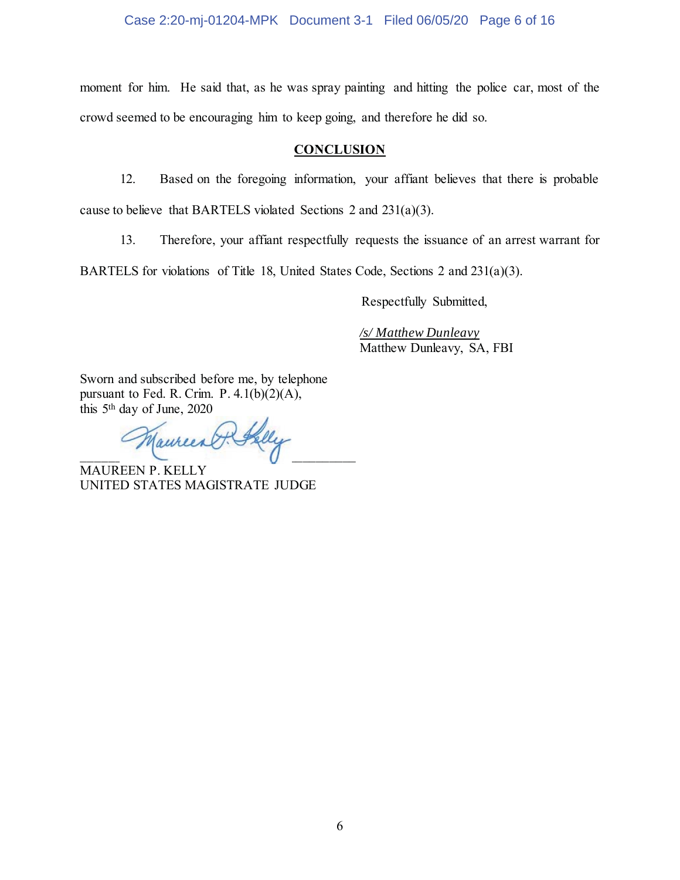moment for him. He said that, as he was spray painting and hitting the police car, most of the crowd seemed to be encouraging him to keep going, and therefore he did so.

## CONCLUSION

12. Based on the foregoing information, your affiant believes that there is probable cause to believe that BARTELS violated Sections 2 and 231(a)(3).

13. Therefore, your affiant respectfully requests the issuance of an arrest warrant for BARTELS for violations of Title 18, United States Code, Sections 2 and 231(a)(3).

Respectfully Submitted,

*/s/ Matthew Dunleavy*
Matthew Dunleavy, SA, FBI

Sworn and subscribed before me, by telephone pursuant to Fed. R. Crim. P. 4.1(b)(2)(A), this 5th day of June, 2020

MAUREEN P. KELLY
UNITED STATES MAGISTRATE JUDGE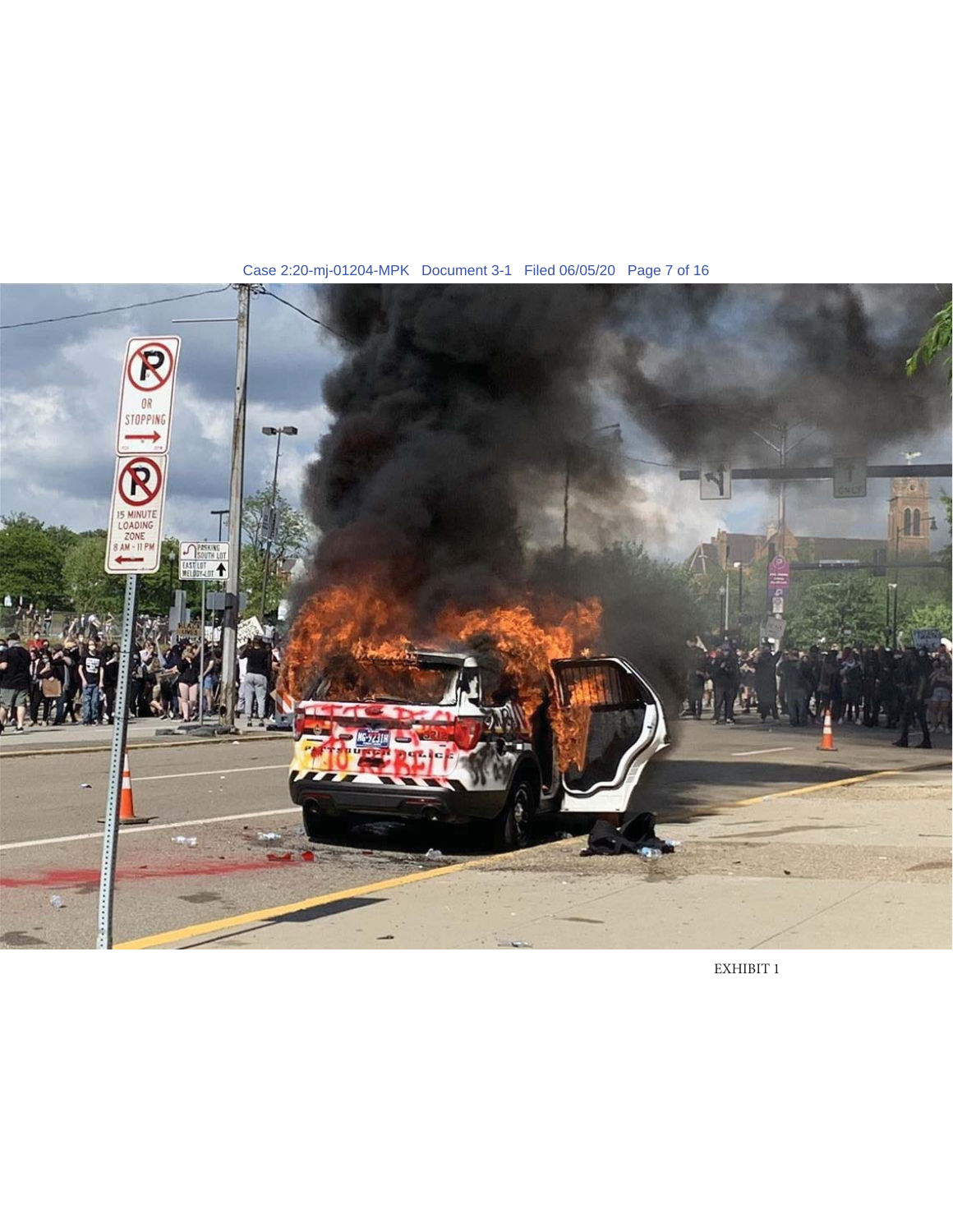EXHIBIT 1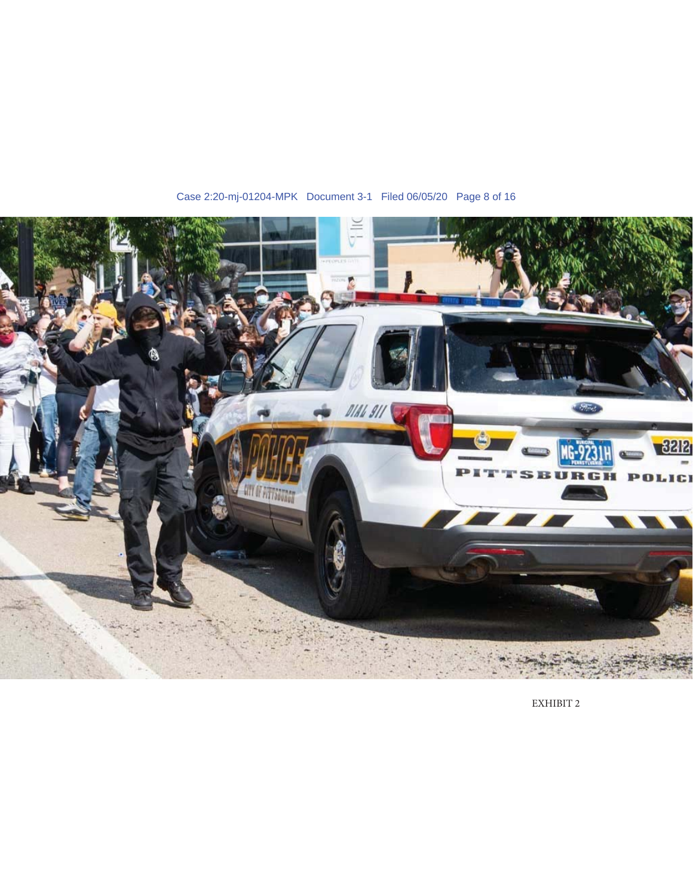EXHIBIT 2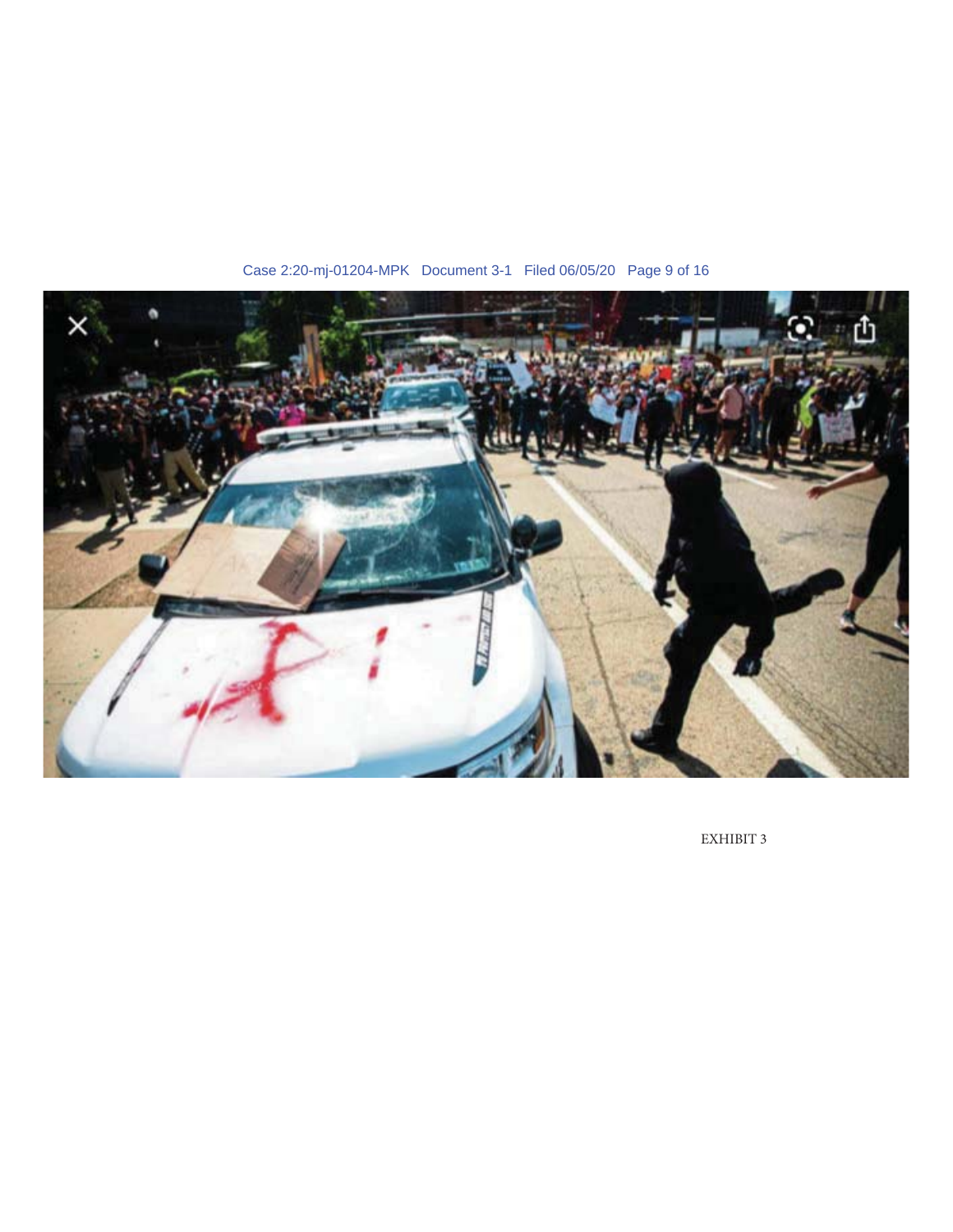EXHIBIT 3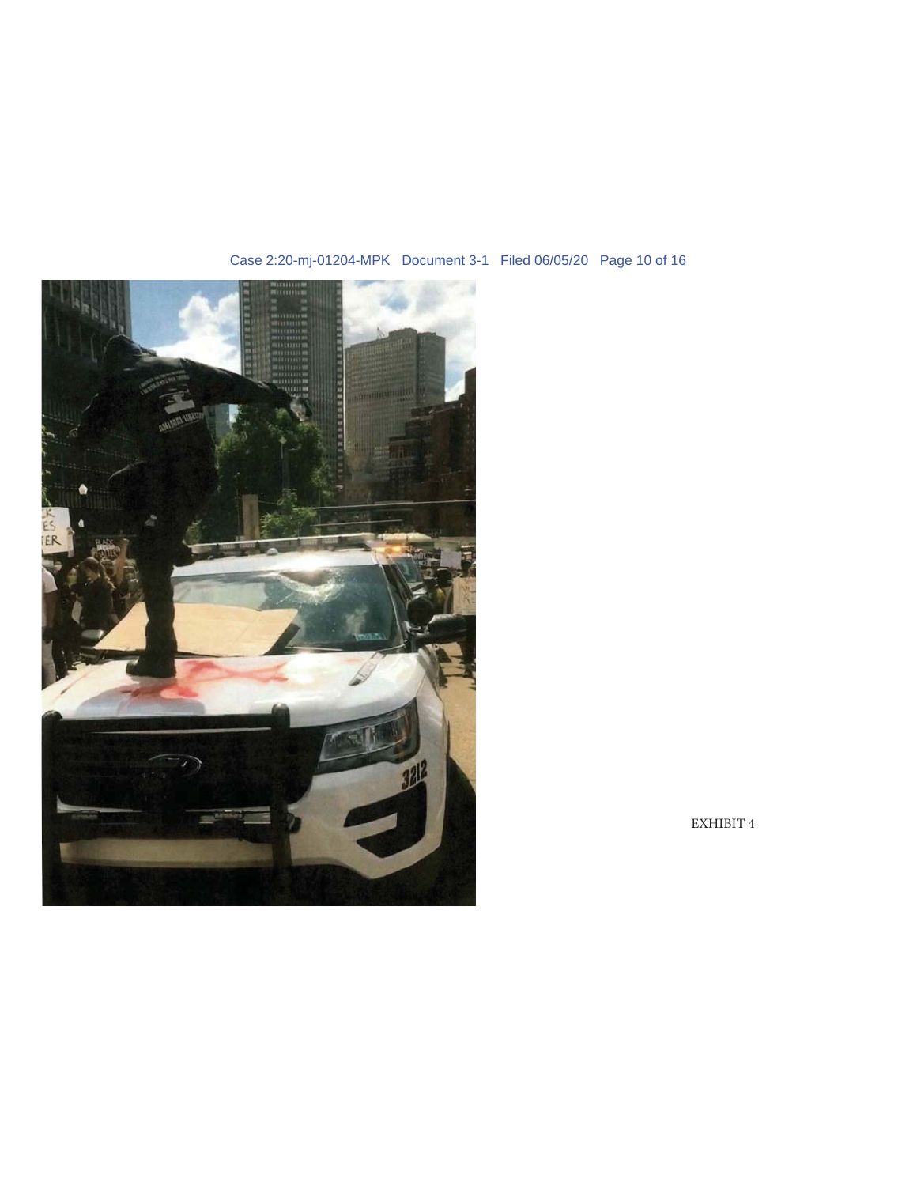EXHIBIT 4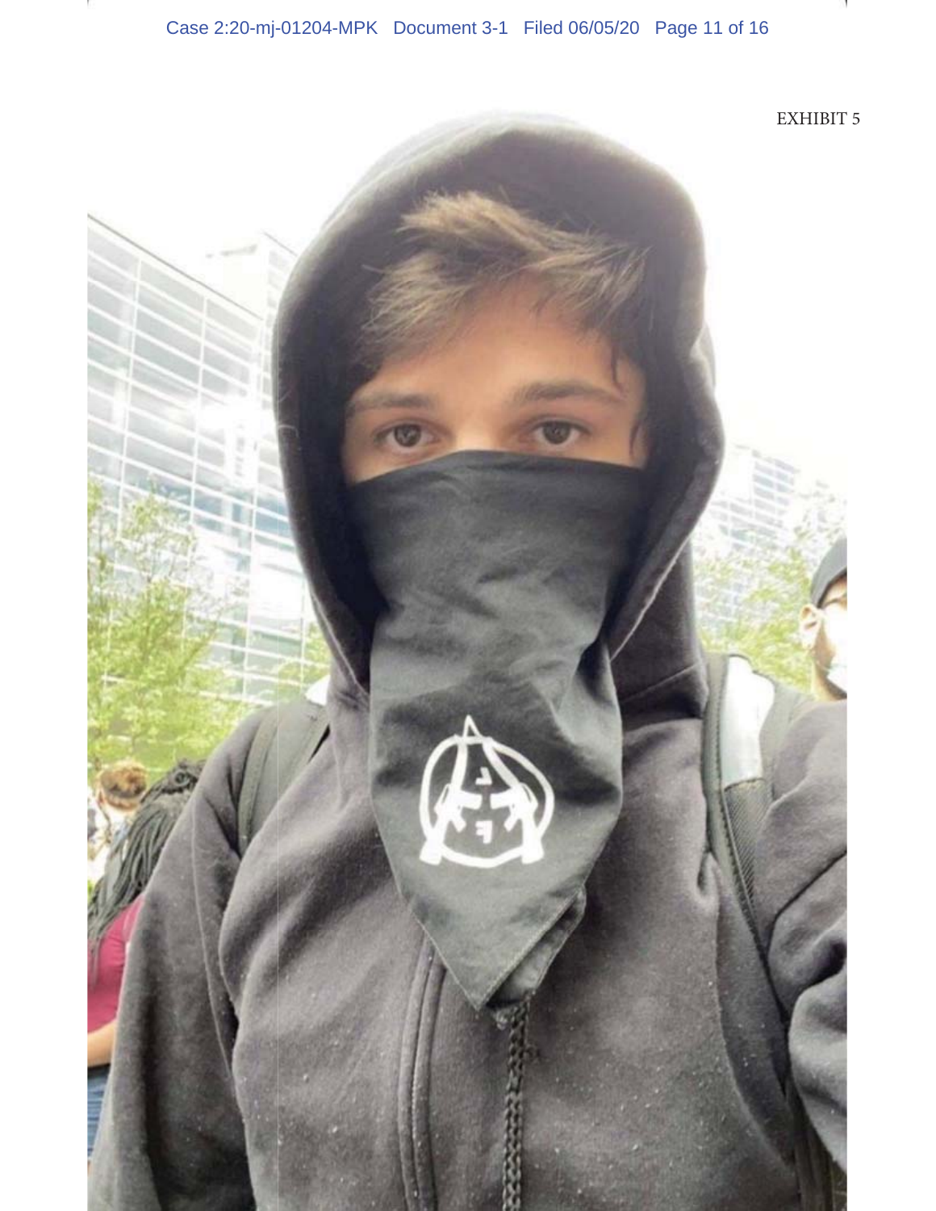EXHIBIT 5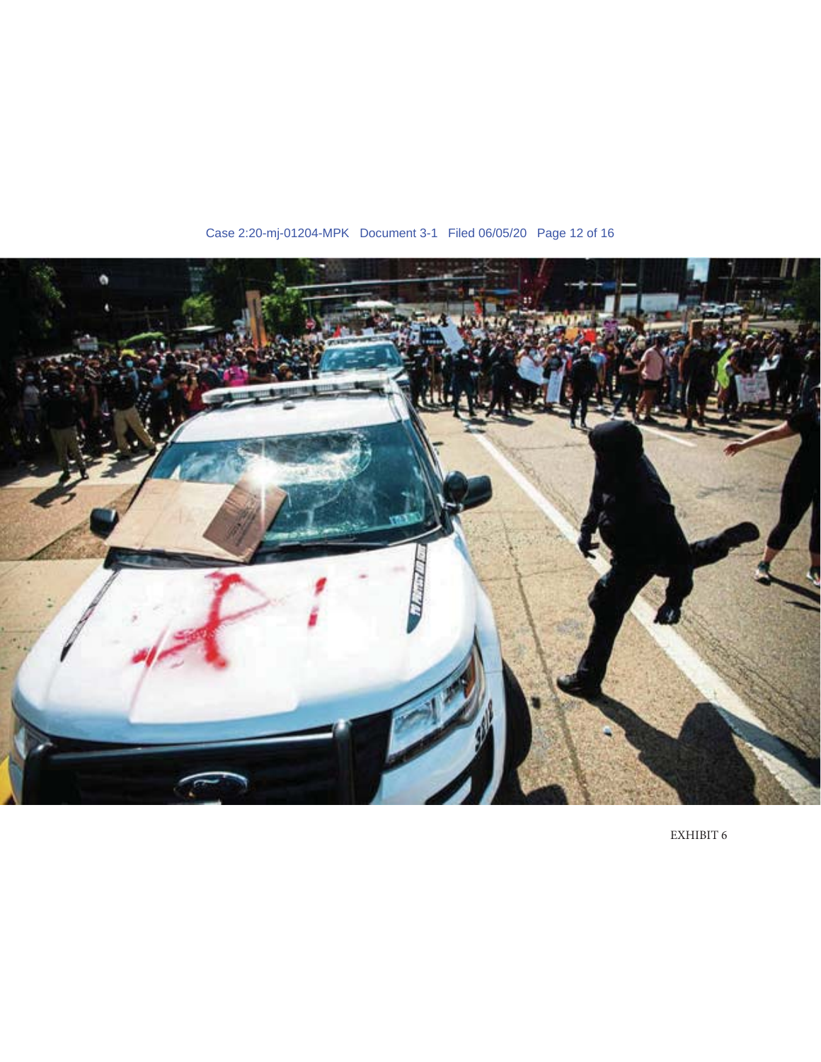EXHIBIT 6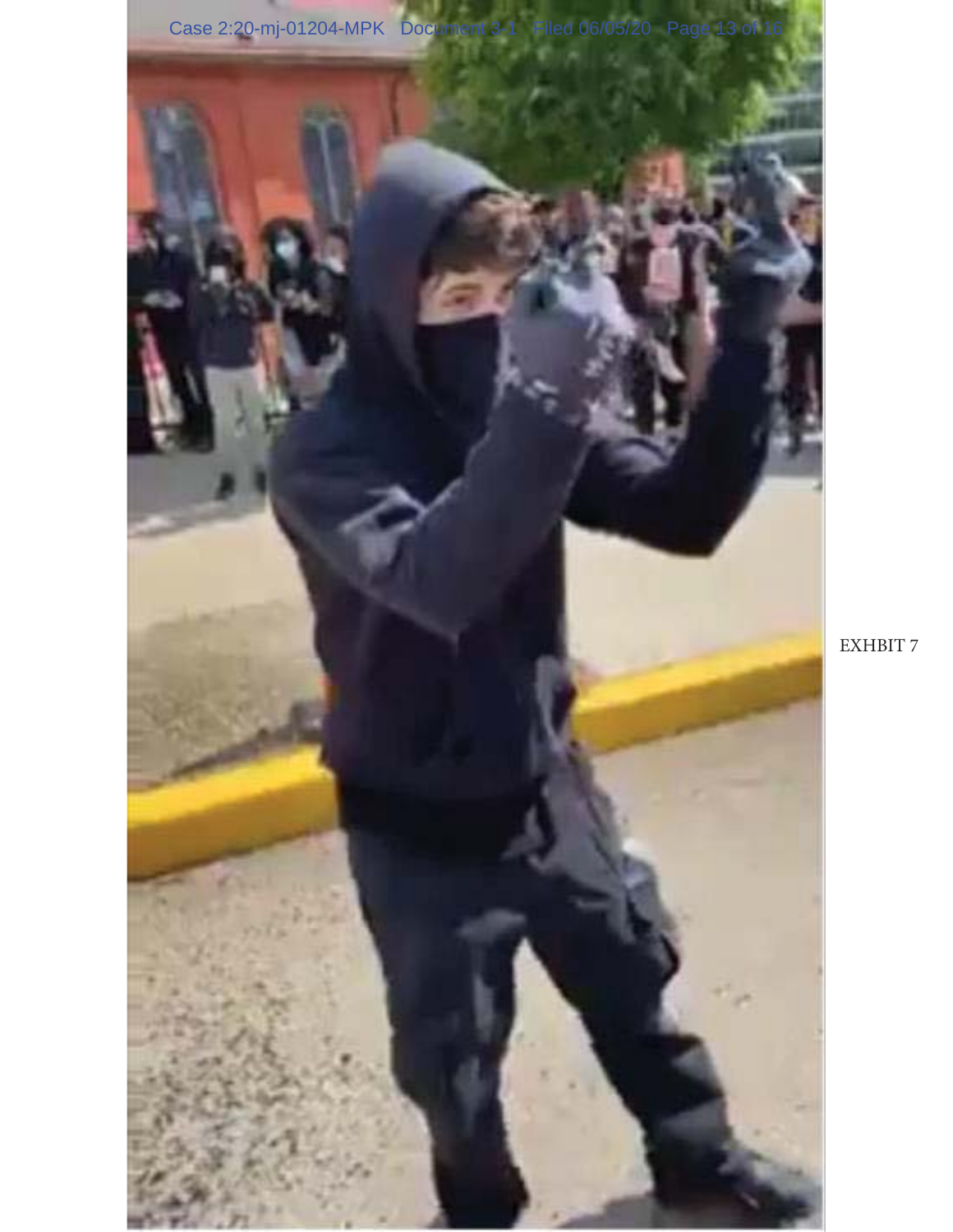EXHIBIT 7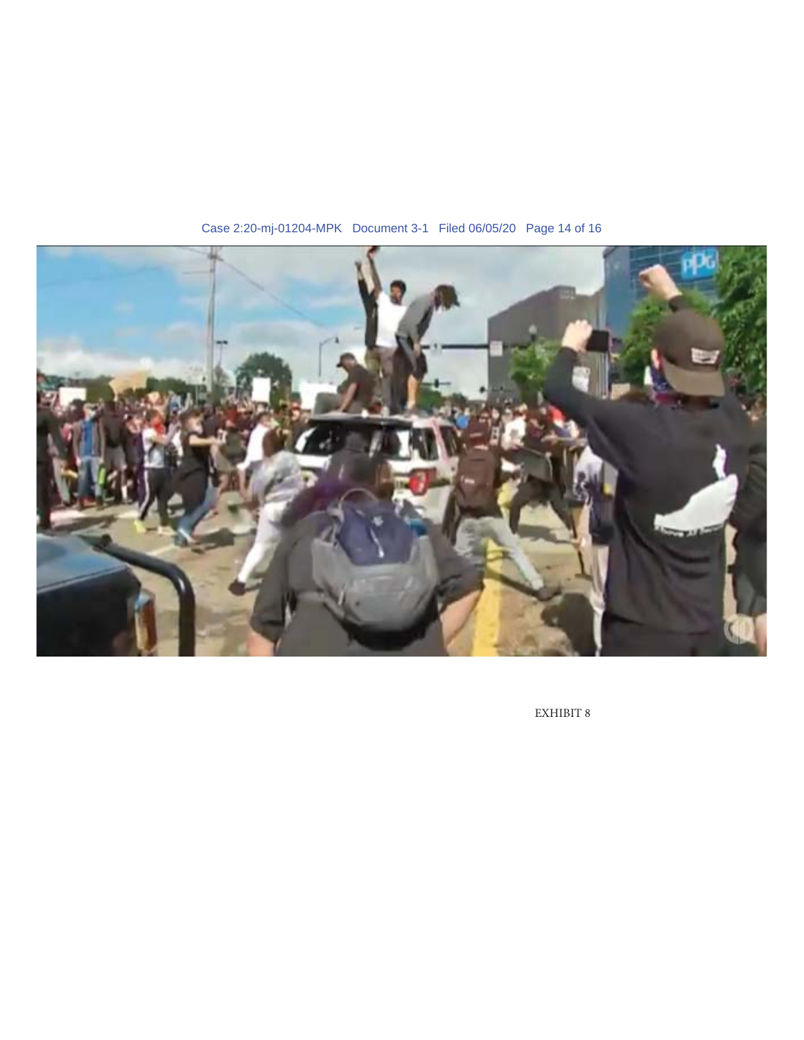EXHIBIT 8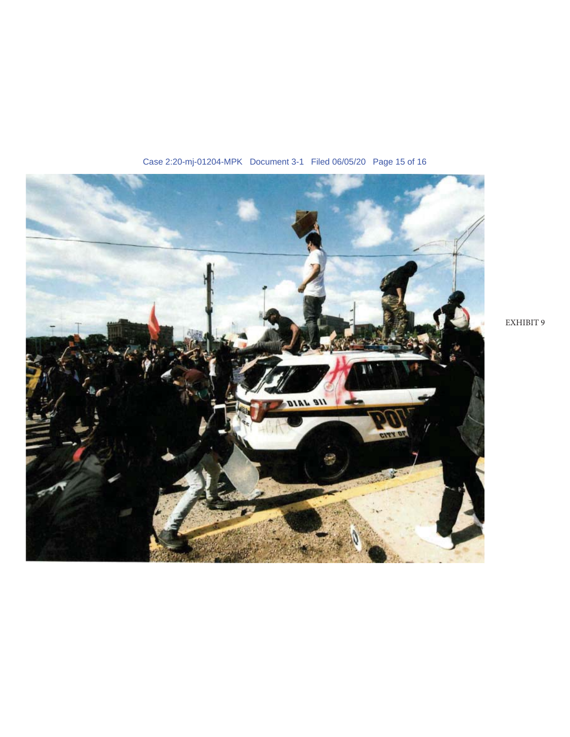EXHIBIT 9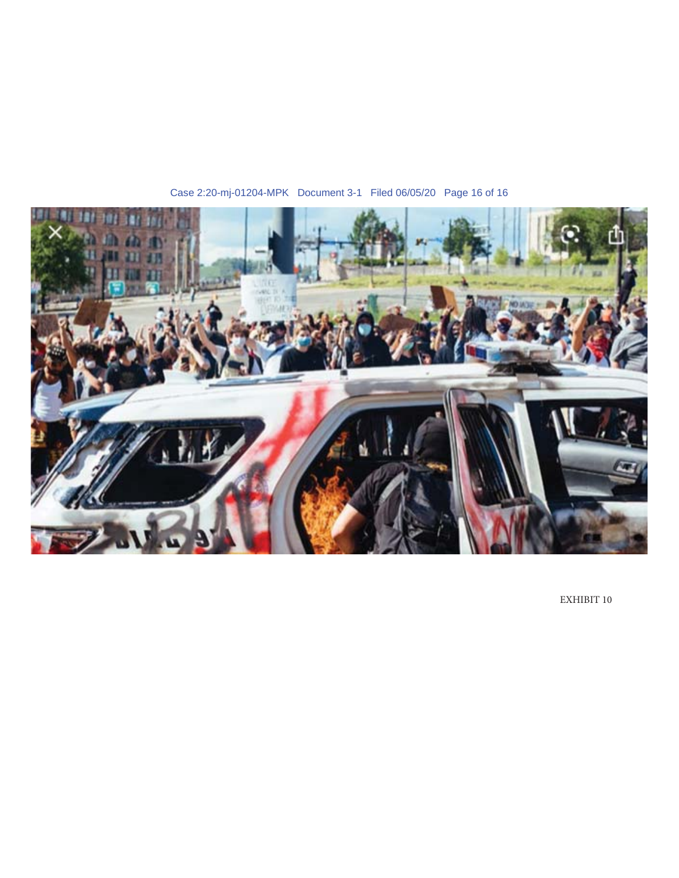EXHIBIT 10